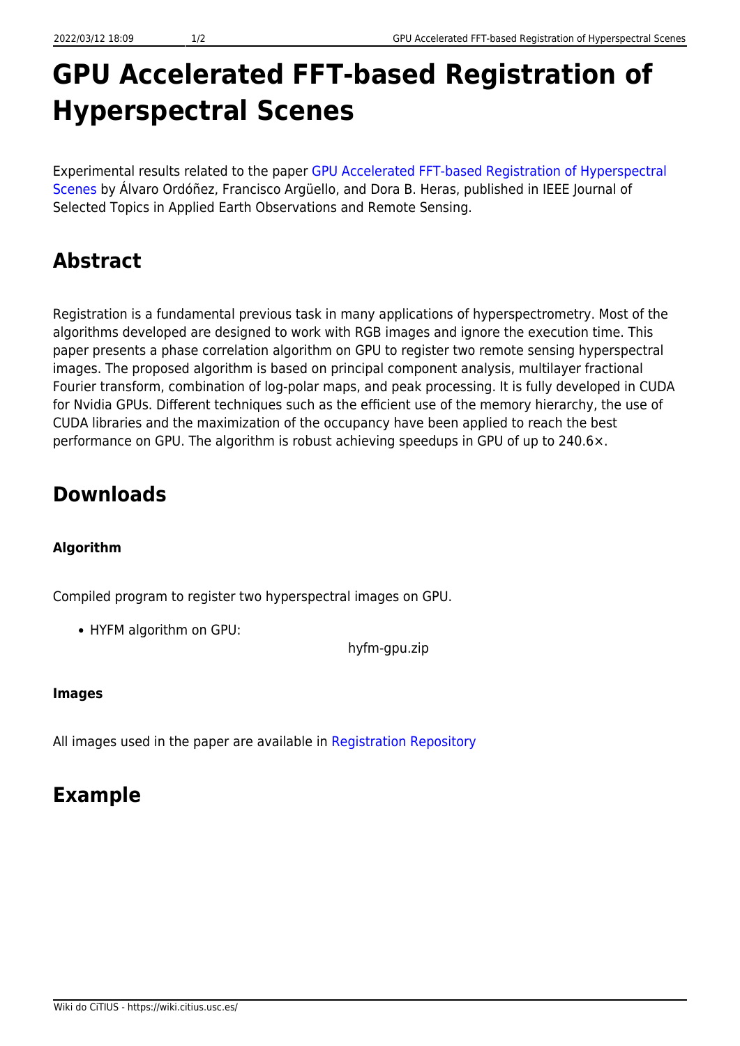# GPU Accelerated FFT-based Registration of Hyperspectral Scenes

Experimental results related to the paper GPU Accelerated FFT-based Registration of Hyperspectral Scenes by Álvaro Ordóñez, Francisco Argüello, and Dora B. Heras, published in IEEE Journal of Selected Topics in Applied Earth Observations and Remote Sensing.

## Abstract

Registration is a fundamental previous task in many applications of hyperspectrometry. Most of the algorithms developed are designed to work with RGB images and ignore the execution time. This paper presents a phase correlation algorithm on GPU to register two remote sensing hyperspectral images. The proposed algorithm is based on principal component analysis, multilayer fractional Fourier transform, combination of log-polar maps, and peak processing. It is fully developed in CUDA for Nvidia GPUs. Different techniques such as the efficient use of the memory hierarchy, the use of CUDA libraries and the maximization of the occupancy have been applied to reach the best performance on GPU. The algorithm is robust achieving speedups in GPU of up to 240.6×.

## Downloads

### Algorithm

Compiled program to register two hyperspectral images on GPU.

- HYFM algorithm on GPU:

  hyfm-gpu.zip

### Images

All images used in the paper are available in Registration Repository

## Example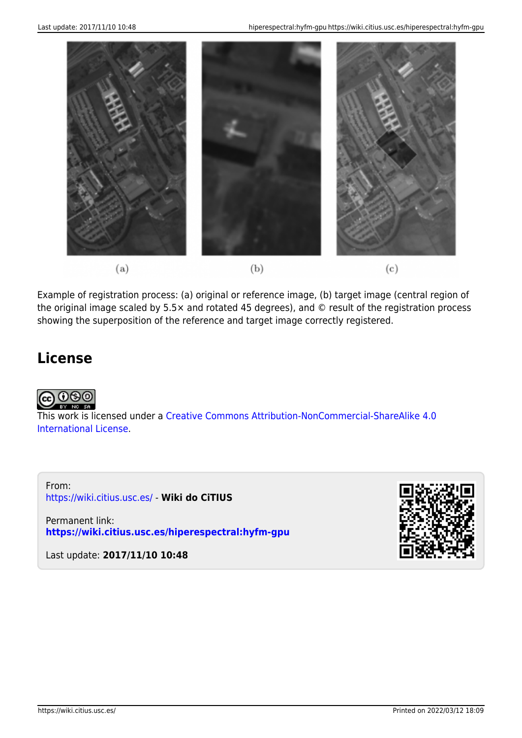(a) (b) (c)

Example of registration process: (a) original or reference image, (b) target image (central region of the original image scaled by 5.5× and rotated 45 degrees), and © result of the registration process showing the superposition of the reference and target image correctly registered.

## License

This work is licensed under a Creative Commons Attribution-NonCommercial-ShareAlike 4.0 International License.

From:
https://wiki.citius.usc.es/ - **Wiki do CiTIUS**

Permanent link:
**https://wiki.citius.usc.es/hiperespectral:hyfm-gpu**

Last update: **2017/11/10 10:48**